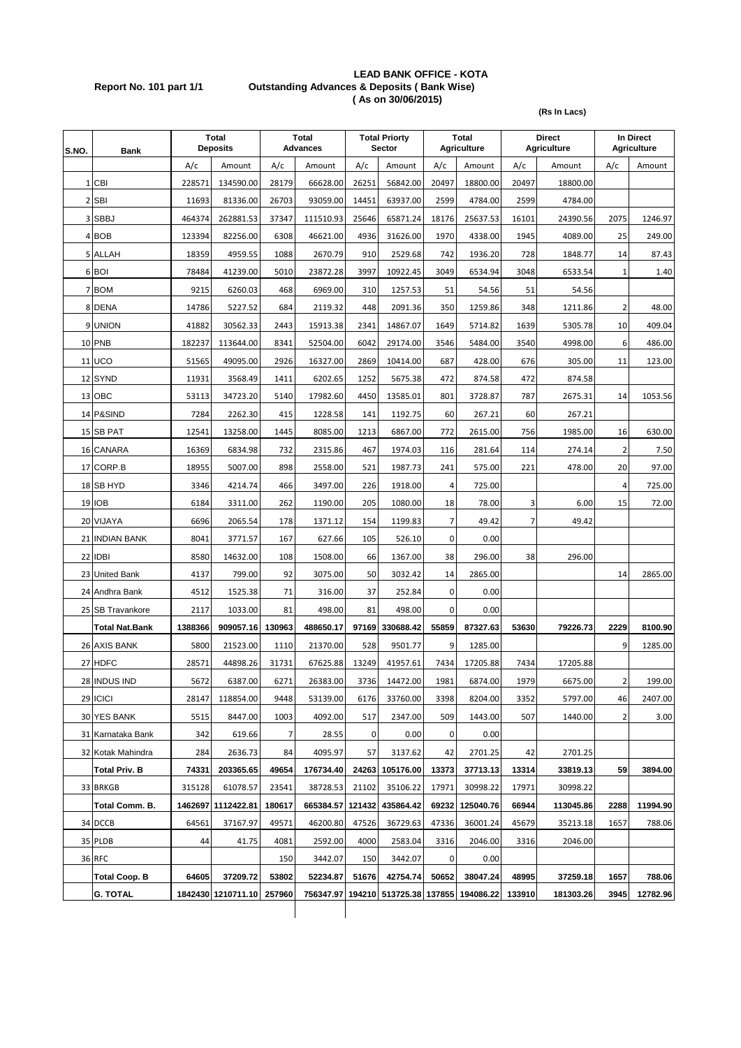**LEAD BANK OFFICE - KOTA**

**Report No. 101 part 1/1** **Outstanding Advances & Deposits ( Bank Wise)**

**( As on 30/06/2015)**

**(Rs In Lacs)**

| S.NO. | Bank | Total Deposits | | Total Advances | | Total Priorty Sector | | Total Agriculture | | Direct Agriculture | | In Direct Agriculture | |
|---|---|---|---|---|---|---|---|---|---|---|---|---|---|
| | | A/c | Amount | A/c | Amount | A/c | Amount | A/c | Amount | A/c | Amount | A/c | Amount |
| 1 | CBI | 228571 | 134590.00 | 28179 | 66628.00 | 26251 | 56842.00 | 20497 | 18800.00 | 20497 | 18800.00 | | |
| 2 | SBI | 11693 | 81336.00 | 26703 | 93059.00 | 14451 | 63937.00 | 2599 | 4784.00 | 2599 | 4784.00 | | |
| 3 | SBBJ | 464374 | 262881.53 | 37347 | 111510.93 | 25646 | 65871.24 | 18176 | 25637.53 | 16101 | 24390.56 | 2075 | 1246.97 |
| 4 | BOB | 123394 | 82256.00 | 6308 | 46621.00 | 4936 | 31626.00 | 1970 | 4338.00 | 1945 | 4089.00 | 25 | 249.00 |
| 5 | ALLAH | 18359 | 4959.55 | 1088 | 2670.79 | 910 | 2529.68 | 742 | 1936.20 | 728 | 1848.77 | 14 | 87.43 |
| 6 | BOI | 78484 | 41239.00 | 5010 | 23872.28 | 3997 | 10922.45 | 3049 | 6534.94 | 3048 | 6533.54 | 1 | 1.40 |
| 7 | BOM | 9215 | 6260.03 | 468 | 6969.00 | 310 | 1257.53 | 51 | 54.56 | 51 | 54.56 | | |
| 8 | DENA | 14786 | 5227.52 | 684 | 2119.32 | 448 | 2091.36 | 350 | 1259.86 | 348 | 1211.86 | 2 | 48.00 |
| 9 | UNION | 41882 | 30562.33 | 2443 | 15913.38 | 2341 | 14867.07 | 1649 | 5714.82 | 1639 | 5305.78 | 10 | 409.04 |
| 10 | PNB | 182237 | 113644.00 | 8341 | 52504.00 | 6042 | 29174.00 | 3546 | 5484.00 | 3540 | 4998.00 | 6 | 486.00 |
| 11 | UCO | 51565 | 49095.00 | 2926 | 16327.00 | 2869 | 10414.00 | 687 | 428.00 | 676 | 305.00 | 11 | 123.00 |
| 12 | SYND | 11931 | 3568.49 | 1411 | 6202.65 | 1252 | 5675.38 | 472 | 874.58 | 472 | 874.58 | | |
| 13 | OBC | 53113 | 34723.20 | 5140 | 17982.60 | 4450 | 13585.01 | 801 | 3728.87 | 787 | 2675.31 | 14 | 1053.56 |
| 14 | P&SIND | 7284 | 2262.30 | 415 | 1228.58 | 141 | 1192.75 | 60 | 267.21 | 60 | 267.21 | | |
| 15 | SB PAT | 12541 | 13258.00 | 1445 | 8085.00 | 1213 | 6867.00 | 772 | 2615.00 | 756 | 1985.00 | 16 | 630.00 |
| 16 | CANARA | 16369 | 6834.98 | 732 | 2315.86 | 467 | 1974.03 | 116 | 281.64 | 114 | 274.14 | 2 | 7.50 |
| 17 | CORP.B | 18955 | 5007.00 | 898 | 2558.00 | 521 | 1987.73 | 241 | 575.00 | 221 | 478.00 | 20 | 97.00 |
| 18 | SB HYD | 3346 | 4214.74 | 466 | 3497.00 | 226 | 1918.00 | 4 | 725.00 | | | 4 | 725.00 |
| 19 | IOB | 6184 | 3311.00 | 262 | 1190.00 | 205 | 1080.00 | 18 | 78.00 | 3 | 6.00 | 15 | 72.00 |
| 20 | VIJAYA | 6696 | 2065.54 | 178 | 1371.12 | 154 | 1199.83 | 7 | 49.42 | 7 | 49.42 | | |
| 21 | INDIAN BANK | 8041 | 3771.57 | 167 | 627.66 | 105 | 526.10 | 0 | 0.00 | | | | |
| 22 | IDBI | 8580 | 14632.00 | 108 | 1508.00 | 66 | 1367.00 | 38 | 296.00 | 38 | 296.00 | | |
| 23 | United Bank | 4137 | 799.00 | 92 | 3075.00 | 50 | 3032.42 | 14 | 2865.00 | | | 14 | 2865.00 |
| 24 | Andhra Bank | 4512 | 1525.38 | 71 | 316.00 | 37 | 252.84 | 0 | 0.00 | | | | |
| 25 | SB Travankore | 2117 | 1033.00 | 81 | 498.00 | 81 | 498.00 | 0 | 0.00 | | | | |
| | **Total Nat.Bank** | **1388366** | **909057.16** | **130963** | **488650.17** | **97169** | **330688.42** | **55859** | **87327.63** | **53630** | **79226.73** | **2229** | **8100.90** |
| 26 | AXIS BANK | 5800 | 21523.00 | 1110 | 21370.00 | 528 | 9501.77 | 9 | 1285.00 | | | 9 | 1285.00 |
| 27 | HDFC | 28571 | 44898.26 | 31731 | 67625.88 | 13249 | 41957.61 | 7434 | 17205.88 | 7434 | 17205.88 | | |
| 28 | INDUS IND | 5672 | 6387.00 | 6271 | 26383.00 | 3736 | 14472.00 | 1981 | 6874.00 | 1979 | 6675.00 | 2 | 199.00 |
| 29 | ICICI | 28147 | 118854.00 | 9448 | 53139.00 | 6176 | 33760.00 | 3398 | 8204.00 | 3352 | 5797.00 | 46 | 2407.00 |
| 30 | YES BANK | 5515 | 8447.00 | 1003 | 4092.00 | 517 | 2347.00 | 509 | 1443.00 | 507 | 1440.00 | 2 | 3.00 |
| 31 | Karnataka Bank | 342 | 619.66 | 7 | 28.55 | 0 | 0.00 | 0 | 0.00 | | | | |
| 32 | Kotak Mahindra | 284 | 2636.73 | 84 | 4095.97 | 57 | 3137.62 | 42 | 2701.25 | 42 | 2701.25 | | |
| | **Total Priv. B** | **74331** | **203365.65** | **49654** | **176734.40** | **24263** | **105176.00** | **13373** | **37713.13** | **13314** | **33819.13** | **59** | **3894.00** |
| 33 | BRKGB | 315128 | 61078.57 | 23541 | 38728.53 | 21102 | 35106.22 | 17971 | 30998.22 | 17971 | 30998.22 | | |
| | **Total Comm. B.** | **1462697** | **1112422.81** | **180617** | **665384.57** | **121432** | **435864.42** | **69232** | **125040.76** | **66944** | **113045.86** | **2288** | **11994.90** |
| 34 | DCCB | 64561 | 37167.97 | 49571 | 46200.80 | 47526 | 36729.63 | 47336 | 36001.24 | 45679 | 35213.18 | 1657 | 788.06 |
| 35 | PLDB | 44 | 41.75 | 4081 | 2592.00 | 4000 | 2583.04 | 3316 | 2046.00 | 3316 | 2046.00 | | |
| 36 | RFC | | | 150 | 3442.07 | 150 | 3442.07 | 0 | 0.00 | | | | |
| | **Total Coop. B** | **64605** | **37209.72** | **53802** | **52234.87** | **51676** | **42754.74** | **50652** | **38047.24** | **48995** | **37259.18** | **1657** | **788.06** |
| | **G. TOTAL** | **1842430** | **1210711.10** | **257960** | **756347.97** | **194210** | **513725.38** | **137855** | **194086.22** | **133910** | **181303.26** | **3945** | **12782.96** |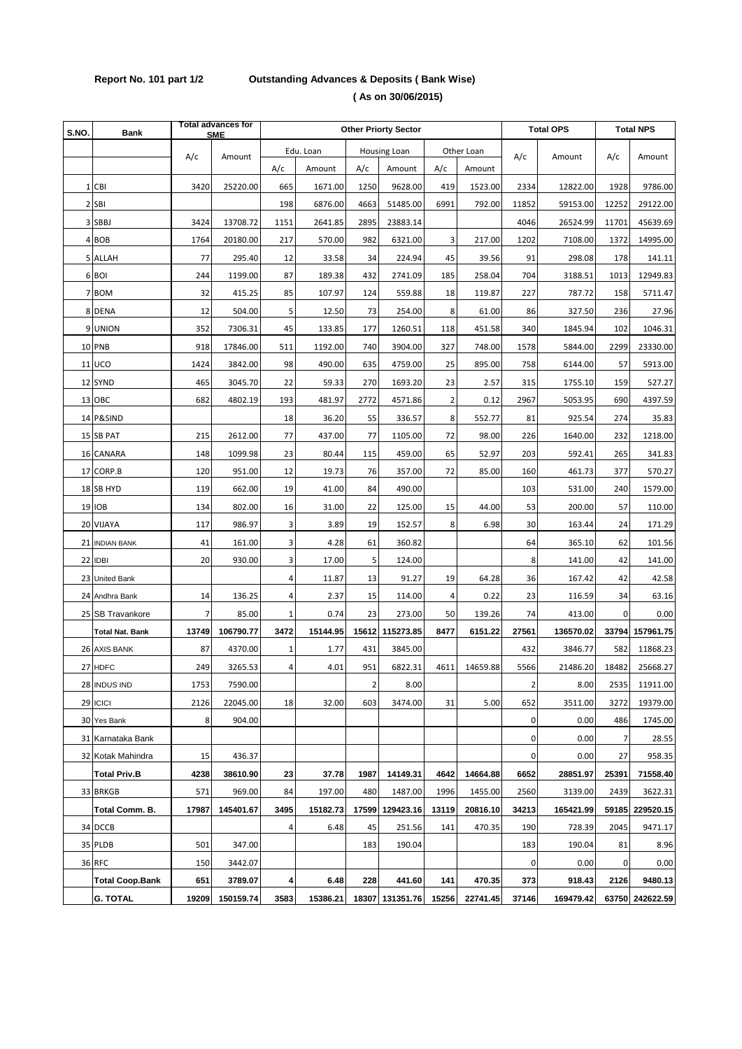**Report No. 101 part 1/2 Outstanding Advances & Deposits ( Bank Wise)**

**( As on 30/06/2015)**

| S.NO. | Bank | Total advances for SME | | Other Priorty Sector | | | | | | Total OPS | | Total NPS | |
|---|---|---|---|---|---|---|---|---|---|---|---|---|---|
| | | A/c | Amount | Edu. Loan | | Housing Loan | | Other Loan | | A/c | Amount | A/c | Amount |
| | | | | A/c | Amount | A/c | Amount | A/c | Amount | | | | |
| 1 | CBI | 3420 | 25220.00 | 665 | 1671.00 | 1250 | 9628.00 | 419 | 1523.00 | 2334 | 12822.00 | 1928 | 9786.00 |
| 2 | SBI | | | 198 | 6876.00 | 4663 | 51485.00 | 6991 | 792.00 | 11852 | 59153.00 | 12252 | 29122.00 |
| 3 | SBBJ | 3424 | 13708.72 | 1151 | 2641.85 | 2895 | 23883.14 | | | 4046 | 26524.99 | 11701 | 45639.69 |
| 4 | BOB | 1764 | 20180.00 | 217 | 570.00 | 982 | 6321.00 | 3 | 217.00 | 1202 | 7108.00 | 1372 | 14995.00 |
| 5 | ALLAH | 77 | 295.40 | 12 | 33.58 | 34 | 224.94 | 45 | 39.56 | 91 | 298.08 | 178 | 141.11 |
| 6 | BOI | 244 | 1199.00 | 87 | 189.38 | 432 | 2741.09 | 185 | 258.04 | 704 | 3188.51 | 1013 | 12949.83 |
| 7 | BOM | 32 | 415.25 | 85 | 107.97 | 124 | 559.88 | 18 | 119.87 | 227 | 787.72 | 158 | 5711.47 |
| 8 | DENA | 12 | 504.00 | 5 | 12.50 | 73 | 254.00 | 8 | 61.00 | 86 | 327.50 | 236 | 27.96 |
| 9 | UNION | 352 | 7306.31 | 45 | 133.85 | 177 | 1260.51 | 118 | 451.58 | 340 | 1845.94 | 102 | 1046.31 |
| 10 | PNB | 918 | 17846.00 | 511 | 1192.00 | 740 | 3904.00 | 327 | 748.00 | 1578 | 5844.00 | 2299 | 23330.00 |
| 11 | UCO | 1424 | 3842.00 | 98 | 490.00 | 635 | 4759.00 | 25 | 895.00 | 758 | 6144.00 | 57 | 5913.00 |
| 12 | SYND | 465 | 3045.70 | 22 | 59.33 | 270 | 1693.20 | 23 | 2.57 | 315 | 1755.10 | 159 | 527.27 |
| 13 | OBC | 682 | 4802.19 | 193 | 481.97 | 2772 | 4571.86 | 2 | 0.12 | 2967 | 5053.95 | 690 | 4397.59 |
| 14 | P&SIND | | | 18 | 36.20 | 55 | 336.57 | 8 | 552.77 | 81 | 925.54 | 274 | 35.83 |
| 15 | SB PAT | 215 | 2612.00 | 77 | 437.00 | 77 | 1105.00 | 72 | 98.00 | 226 | 1640.00 | 232 | 1218.00 |
| 16 | CANARA | 148 | 1099.98 | 23 | 80.44 | 115 | 459.00 | 65 | 52.97 | 203 | 592.41 | 265 | 341.83 |
| 17 | CORP.B | 120 | 951.00 | 12 | 19.73 | 76 | 357.00 | 72 | 85.00 | 160 | 461.73 | 377 | 570.27 |
| 18 | SB HYD | 119 | 662.00 | 19 | 41.00 | 84 | 490.00 | | | 103 | 531.00 | 240 | 1579.00 |
| 19 | IOB | 134 | 802.00 | 16 | 31.00 | 22 | 125.00 | 15 | 44.00 | 53 | 200.00 | 57 | 110.00 |
| 20 | VIJAYA | 117 | 986.97 | 3 | 3.89 | 19 | 152.57 | 8 | 6.98 | 30 | 163.44 | 24 | 171.29 |
| 21 | INDIAN BANK | 41 | 161.00 | 3 | 4.28 | 61 | 360.82 | | | 64 | 365.10 | 62 | 101.56 |
| 22 | IDBI | 20 | 930.00 | 3 | 17.00 | 5 | 124.00 | | | 8 | 141.00 | 42 | 141.00 |
| 23 | United Bank | | | 4 | 11.87 | 13 | 91.27 | 19 | 64.28 | 36 | 167.42 | 42 | 42.58 |
| 24 | Andhra Bank | 14 | 136.25 | 4 | 2.37 | 15 | 114.00 | 4 | 0.22 | 23 | 116.59 | 34 | 63.16 |
| 25 | SB Travankore | 7 | 85.00 | 1 | 0.74 | 23 | 273.00 | 50 | 139.26 | 74 | 413.00 | 0 | 0.00 |
| | **Total Nat. Bank** | **13749** | **106790.77** | **3472** | **15144.95** | **15612** | **115273.85** | **8477** | **6151.22** | **27561** | **136570.02** | **33794** | **157961.75** |
| 26 | AXIS BANK | 87 | 4370.00 | 1 | 1.77 | 431 | 3845.00 | | | 432 | 3846.77 | 582 | 11868.23 |
| 27 | HDFC | 249 | 3265.53 | 4 | 4.01 | 951 | 6822.31 | 4611 | 14659.88 | 5566 | 21486.20 | 18482 | 25668.27 |
| 28 | INDUS IND | 1753 | 7590.00 | | | 2 | 8.00 | | | 2 | 8.00 | 2535 | 11911.00 |
| 29 | ICICI | 2126 | 22045.00 | 18 | 32.00 | 603 | 3474.00 | 31 | 5.00 | 652 | 3511.00 | 3272 | 19379.00 |
| 30 | Yes Bank | 8 | 904.00 | | | | | | | 0 | 0.00 | 486 | 1745.00 |
| 31 | Karnataka Bank | | | | | | | | | 0 | 0.00 | 7 | 28.55 |
| 32 | Kotak Mahindra | 15 | 436.37 | | | | | | | 0 | 0.00 | 27 | 958.35 |
| | **Total Priv.B** | **4238** | **38610.90** | **23** | **37.78** | **1987** | **14149.31** | **4642** | **14664.88** | **6652** | **28851.97** | **25391** | **71558.40** |
| 33 | BRKGB | 571 | 969.00 | 84 | 197.00 | 480 | 1487.00 | 1996 | 1455.00 | 2560 | 3139.00 | 2439 | 3622.31 |
| | **Total Comm. B.** | **17987** | **145401.67** | **3495** | **15182.73** | **17599** | **129423.16** | **13119** | **20816.10** | **34213** | **165421.99** | **59185** | **229520.15** |
| 34 | DCCB | | | 4 | 6.48 | 45 | 251.56 | 141 | 470.35 | 190 | 728.39 | 2045 | 9471.17 |
| 35 | PLDB | 501 | 347.00 | | | 183 | 190.04 | | | 183 | 190.04 | 81 | 8.96 |
| 36 | RFC | 150 | 3442.07 | | | | | | | 0 | 0.00 | 0 | 0.00 |
| | **Total Coop.Bank** | **651** | **3789.07** | **4** | **6.48** | **228** | **441.60** | **141** | **470.35** | **373** | **918.43** | **2126** | **9480.13** |
| | **G. TOTAL** | **19209** | **150159.74** | **3583** | **15386.21** | **18307** | **131351.76** | **15256** | **22741.45** | **37146** | **169479.42** | **63750** | **242622.59** |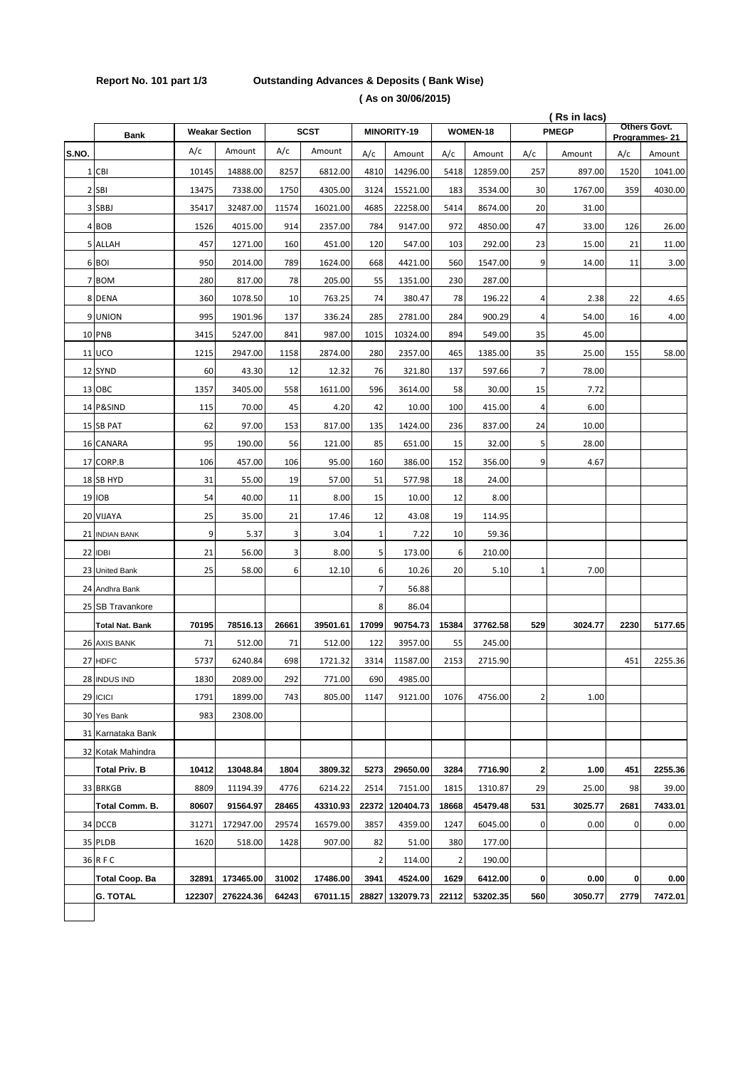**Report No. 101 part 1/3** **Outstanding Advances & Deposits ( Bank Wise)**

**( As on 30/06/2015)**

( Rs in lacs)

| S.NO. | Bank | Weakar Section | | SCST | | MINORITY-19 | | WOMEN-18 | | PMEGP | | Others Govt. Programmes- 21 | |
|---|---|---|---|---|---|---|---|---|---|---|---|---|---|
| | | A/c | Amount | A/c | Amount | A/c | Amount | A/c | Amount | A/c | Amount | A/c | Amount |
| 1 | CBI | 10145 | 14888.00 | 8257 | 6812.00 | 4810 | 14296.00 | 5418 | 12859.00 | 257 | 897.00 | 1520 | 1041.00 |
| 2 | SBI | 13475 | 7338.00 | 1750 | 4305.00 | 3124 | 15521.00 | 183 | 3534.00 | 30 | 1767.00 | 359 | 4030.00 |
| 3 | SBBJ | 35417 | 32487.00 | 11574 | 16021.00 | 4685 | 22258.00 | 5414 | 8674.00 | 20 | 31.00 | | |
| 4 | BOB | 1526 | 4015.00 | 914 | 2357.00 | 784 | 9147.00 | 972 | 4850.00 | 47 | 33.00 | 126 | 26.00 |
| 5 | ALLAH | 457 | 1271.00 | 160 | 451.00 | 120 | 547.00 | 103 | 292.00 | 23 | 15.00 | 21 | 11.00 |
| 6 | BOI | 950 | 2014.00 | 789 | 1624.00 | 668 | 4421.00 | 560 | 1547.00 | 9 | 14.00 | 11 | 3.00 |
| 7 | BOM | 280 | 817.00 | 78 | 205.00 | 55 | 1351.00 | 230 | 287.00 | | | | |
| 8 | DENA | 360 | 1078.50 | 10 | 763.25 | 74 | 380.47 | 78 | 196.22 | 4 | 2.38 | 22 | 4.65 |
| 9 | UNION | 995 | 1901.96 | 137 | 336.24 | 285 | 2781.00 | 284 | 900.29 | 4 | 54.00 | 16 | 4.00 |
| 10 | PNB | 3415 | 5247.00 | 841 | 987.00 | 1015 | 10324.00 | 894 | 549.00 | 35 | 45.00 | | |
| 11 | UCO | 1215 | 2947.00 | 1158 | 2874.00 | 280 | 2357.00 | 465 | 1385.00 | 35 | 25.00 | 155 | 58.00 |
| 12 | SYND | 60 | 43.30 | 12 | 12.32 | 76 | 321.80 | 137 | 597.66 | 7 | 78.00 | | |
| 13 | OBC | 1357 | 3405.00 | 558 | 1611.00 | 596 | 3614.00 | 58 | 30.00 | 15 | 7.72 | | |
| 14 | P&SIND | 115 | 70.00 | 45 | 4.20 | 42 | 10.00 | 100 | 415.00 | 4 | 6.00 | | |
| 15 | SB PAT | 62 | 97.00 | 153 | 817.00 | 135 | 1424.00 | 236 | 837.00 | 24 | 10.00 | | |
| 16 | CANARA | 95 | 190.00 | 56 | 121.00 | 85 | 651.00 | 15 | 32.00 | 5 | 28.00 | | |
| 17 | CORP.B | 106 | 457.00 | 106 | 95.00 | 160 | 386.00 | 152 | 356.00 | 9 | 4.67 | | |
| 18 | SB HYD | 31 | 55.00 | 19 | 57.00 | 51 | 577.98 | 18 | 24.00 | | | | |
| 19 | IOB | 54 | 40.00 | 11 | 8.00 | 15 | 10.00 | 12 | 8.00 | | | | |
| 20 | VIJAYA | 25 | 35.00 | 21 | 17.46 | 12 | 43.08 | 19 | 114.95 | | | | |
| 21 | INDIAN BANK | 9 | 5.37 | 3 | 3.04 | 1 | 7.22 | 10 | 59.36 | | | | |
| 22 | IDBI | 21 | 56.00 | 3 | 8.00 | 5 | 173.00 | 6 | 210.00 | | | | |
| 23 | United Bank | 25 | 58.00 | 6 | 12.10 | 6 | 10.26 | 20 | 5.10 | 1 | 7.00 | | |
| 24 | Andhra Bank | | | | | 7 | 56.88 | | | | | | |
| 25 | SB Travankore | | | | | 8 | 86.04 | | | | | | |
| | **Total Nat. Bank** | **70195** | **78516.13** | **26661** | **39501.61** | **17099** | **90754.73** | **15384** | **37762.58** | **529** | **3024.77** | **2230** | **5177.65** |
| 26 | AXIS BANK | 71 | 512.00 | 71 | 512.00 | 122 | 3957.00 | 55 | 245.00 | | | | |
| 27 | HDFC | 5737 | 6240.84 | 698 | 1721.32 | 3314 | 11587.00 | 2153 | 2715.90 | | | 451 | 2255.36 |
| 28 | INDUS IND | 1830 | 2089.00 | 292 | 771.00 | 690 | 4985.00 | | | | | | |
| 29 | ICICI | 1791 | 1899.00 | 743 | 805.00 | 1147 | 9121.00 | 1076 | 4756.00 | 2 | 1.00 | | |
| 30 | Yes Bank | 983 | 2308.00 | | | | | | | | | | |
| 31 | Karnataka Bank | | | | | | | | | | | | |
| 32 | Kotak Mahindra | | | | | | | | | | | | |
| | **Total Priv. B** | **10412** | **13048.84** | **1804** | **3809.32** | **5273** | **29650.00** | **3284** | **7716.90** | **2** | **1.00** | **451** | **2255.36** |
| 33 | BRKGB | 8809 | 11194.39 | 4776 | 6214.22 | 2514 | 7151.00 | 1815 | 1310.87 | 29 | 25.00 | 98 | 39.00 |
| | **Total Comm. B.** | **80607** | **91564.97** | **28465** | **43310.93** | **22372** | **120404.73** | **18668** | **45479.48** | **531** | **3025.77** | **2681** | **7433.01** |
| 34 | DCCB | 31271 | 172947.00 | 29574 | 16579.00 | 3857 | 4359.00 | 1247 | 6045.00 | 0 | 0.00 | 0 | 0.00 |
| 35 | PLDB | 1620 | 518.00 | 1428 | 907.00 | 82 | 51.00 | 380 | 177.00 | | | | |
| 36 | R F C | | | | | 2 | 114.00 | 2 | 190.00 | | | | |
| | **Total Coop. Ba** | **32891** | **173465.00** | **31002** | **17486.00** | **3941** | **4524.00** | **1629** | **6412.00** | **0** | **0.00** | **0** | **0.00** |
| | **G. TOTAL** | **122307** | **276224.36** | **64243** | **67011.15** | **28827** | **132079.73** | **22112** | **53202.35** | **560** | **3050.77** | **2779** | **7472.01** |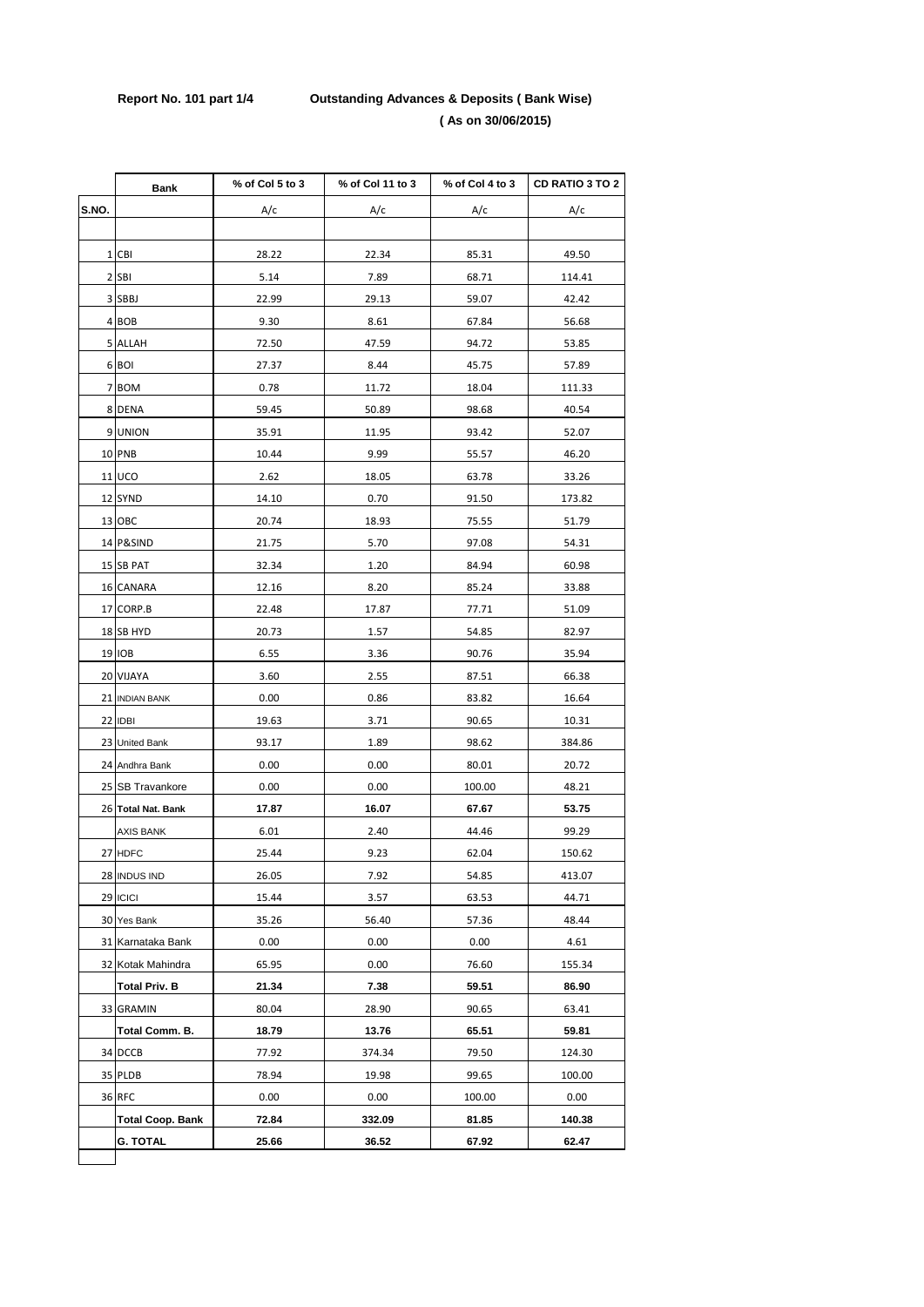**Report No. 101 part 1/4** **Outstanding Advances & Deposits ( Bank Wise)**

**( As on 30/06/2015)**

| S.NO. | Bank | % of Col 5 to 3 | % of Col 11 to 3 | % of Col 4 to 3 | CD RATIO 3 TO 2 |
|---|---|---|---|---|---|
| | | A/c | A/c | A/c | A/c |
| | | | | | |
| 1 | CBI | 28.22 | 22.34 | 85.31 | 49.50 |
| 2 | SBI | 5.14 | 7.89 | 68.71 | 114.41 |
| 3 | SBBJ | 22.99 | 29.13 | 59.07 | 42.42 |
| 4 | BOB | 9.30 | 8.61 | 67.84 | 56.68 |
| 5 | ALLAH | 72.50 | 47.59 | 94.72 | 53.85 |
| 6 | BOI | 27.37 | 8.44 | 45.75 | 57.89 |
| 7 | BOM | 0.78 | 11.72 | 18.04 | 111.33 |
| 8 | DENA | 59.45 | 50.89 | 98.68 | 40.54 |
| 9 | UNION | 35.91 | 11.95 | 93.42 | 52.07 |
| 10 | PNB | 10.44 | 9.99 | 55.57 | 46.20 |
| 11 | UCO | 2.62 | 18.05 | 63.78 | 33.26 |
| 12 | SYND | 14.10 | 0.70 | 91.50 | 173.82 |
| 13 | OBC | 20.74 | 18.93 | 75.55 | 51.79 |
| 14 | P&SIND | 21.75 | 5.70 | 97.08 | 54.31 |
| 15 | SB PAT | 32.34 | 1.20 | 84.94 | 60.98 |
| 16 | CANARA | 12.16 | 8.20 | 85.24 | 33.88 |
| 17 | CORP.B | 22.48 | 17.87 | 77.71 | 51.09 |
| 18 | SB HYD | 20.73 | 1.57 | 54.85 | 82.97 |
| 19 | IOB | 6.55 | 3.36 | 90.76 | 35.94 |
| 20 | VIJAYA | 3.60 | 2.55 | 87.51 | 66.38 |
| 21 | INDIAN BANK | 0.00 | 0.86 | 83.82 | 16.64 |
| 22 | IDBI | 19.63 | 3.71 | 90.65 | 10.31 |
| 23 | United Bank | 93.17 | 1.89 | 98.62 | 384.86 |
| 24 | Andhra Bank | 0.00 | 0.00 | 80.01 | 20.72 |
| 25 | SB Travankore | 0.00 | 0.00 | 100.00 | 48.21 |
| 26 | **Total Nat. Bank** | **17.87** | **16.07** | **67.67** | **53.75** |
| | AXIS BANK | 6.01 | 2.40 | 44.46 | 99.29 |
| 27 | HDFC | 25.44 | 9.23 | 62.04 | 150.62 |
| 28 | INDUS IND | 26.05 | 7.92 | 54.85 | 413.07 |
| 29 | ICICI | 15.44 | 3.57 | 63.53 | 44.71 |
| 30 | Yes Bank | 35.26 | 56.40 | 57.36 | 48.44 |
| 31 | Karnataka Bank | 0.00 | 0.00 | 0.00 | 4.61 |
| 32 | Kotak Mahindra | 65.95 | 0.00 | 76.60 | 155.34 |
| | **Total Priv. B** | **21.34** | **7.38** | **59.51** | **86.90** |
| 33 | GRAMIN | 80.04 | 28.90 | 90.65 | 63.41 |
| | **Total Comm. B.** | **18.79** | **13.76** | **65.51** | **59.81** |
| 34 | DCCB | 77.92 | 374.34 | 79.50 | 124.30 |
| 35 | PLDB | 78.94 | 19.98 | 99.65 | 100.00 |
| 36 | RFC | 0.00 | 0.00 | 100.00 | 0.00 |
| | **Total Coop. Bank** | **72.84** | **332.09** | **81.85** | **140.38** |
| | **G. TOTAL** | **25.66** | **36.52** | **67.92** | **62.47** |